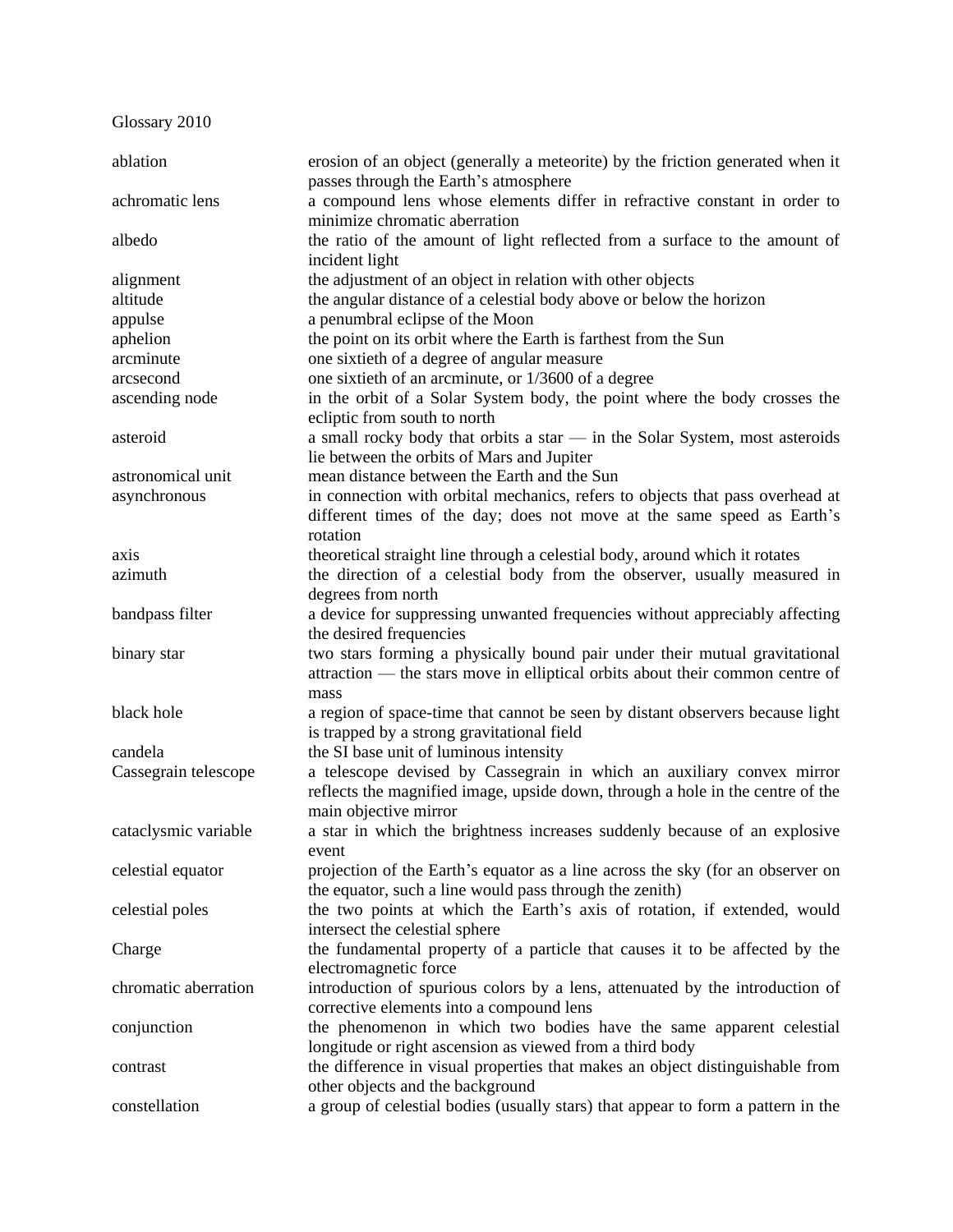Glossary 2010

| | |
|---|---|
| ablation | erosion of an object (generally a meteorite) by the friction generated when it passes through the Earth's atmosphere |
| achromatic lens | a compound lens whose elements differ in refractive constant in order to minimize chromatic aberration |
| albedo | the ratio of the amount of light reflected from a surface to the amount of incident light |
| alignment | the adjustment of an object in relation with other objects |
| altitude | the angular distance of a celestial body above or below the horizon |
| appulse | a penumbral eclipse of the Moon |
| aphelion | the point on its orbit where the Earth is farthest from the Sun |
| arcminute | one sixtieth of a degree of angular measure |
| arcsecond | one sixtieth of an arcminute, or 1/3600 of a degree |
| ascending node | in the orbit of a Solar System body, the point where the body crosses the ecliptic from south to north |
| asteroid | a small rocky body that orbits a star — in the Solar System, most asteroids lie between the orbits of Mars and Jupiter |
| astronomical unit | mean distance between the Earth and the Sun |
| asynchronous | in connection with orbital mechanics, refers to objects that pass overhead at different times of the day; does not move at the same speed as Earth's rotation |
| axis | theoretical straight line through a celestial body, around which it rotates |
| azimuth | the direction of a celestial body from the observer, usually measured in degrees from north |
| bandpass filter | a device for suppressing unwanted frequencies without appreciably affecting the desired frequencies |
| binary star | two stars forming a physically bound pair under their mutual gravitational attraction — the stars move in elliptical orbits about their common centre of mass |
| black hole | a region of space-time that cannot be seen by distant observers because light is trapped by a strong gravitational field |
| candela | the SI base unit of luminous intensity |
| Cassegrain telescope | a telescope devised by Cassegrain in which an auxiliary convex mirror reflects the magnified image, upside down, through a hole in the centre of the main objective mirror |
| cataclysmic variable | a star in which the brightness increases suddenly because of an explosive event |
| celestial equator | projection of the Earth's equator as a line across the sky (for an observer on the equator, such a line would pass through the zenith) |
| celestial poles | the two points at which the Earth's axis of rotation, if extended, would intersect the celestial sphere |
| Charge | the fundamental property of a particle that causes it to be affected by the electromagnetic force |
| chromatic aberration | introduction of spurious colors by a lens, attenuated by the introduction of corrective elements into a compound lens |
| conjunction | the phenomenon in which two bodies have the same apparent celestial longitude or right ascension as viewed from a third body |
| contrast | the difference in visual properties that makes an object distinguishable from other objects and the background |
| constellation | a group of celestial bodies (usually stars) that appear to form a pattern in the |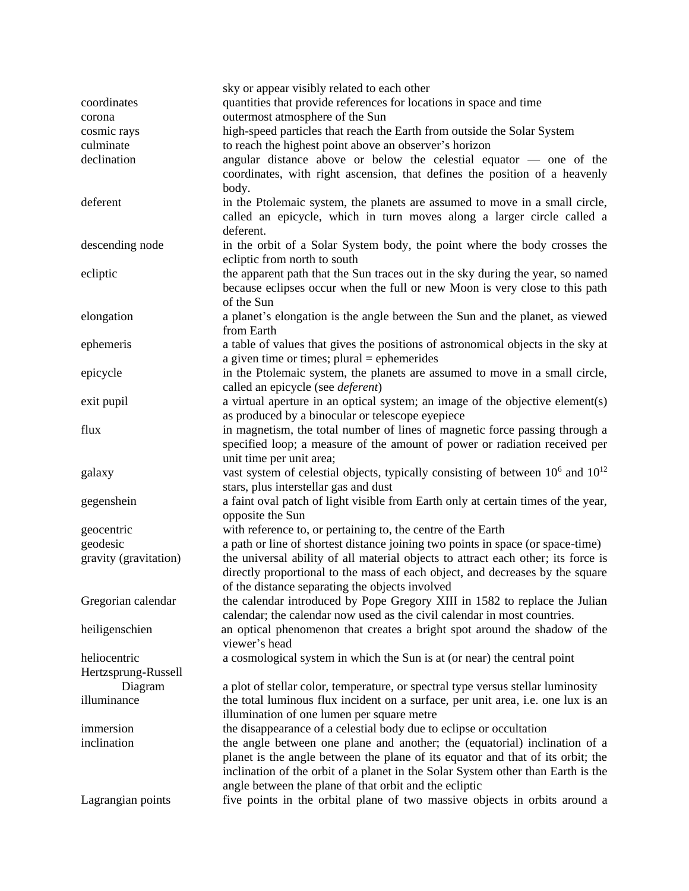| | |
|---|---|
| | sky or appear visibly related to each other |
| coordinates | quantities that provide references for locations in space and time |
| corona | outermost atmosphere of the Sun |
| cosmic rays | high-speed particles that reach the Earth from outside the Solar System |
| culminate | to reach the highest point above an observer's horizon |
| declination | angular distance above or below the celestial equator — one of the coordinates, with right ascension, that defines the position of a heavenly body. |
| deferent | in the Ptolemaic system, the planets are assumed to move in a small circle, called an epicycle, which in turn moves along a larger circle called a deferent. |
| descending node | in the orbit of a Solar System body, the point where the body crosses the ecliptic from north to south |
| ecliptic | the apparent path that the Sun traces out in the sky during the year, so named because eclipses occur when the full or new Moon is very close to this path of the Sun |
| elongation | a planet's elongation is the angle between the Sun and the planet, as viewed from Earth |
| ephemeris | a table of values that gives the positions of astronomical objects in the sky at a given time or times; plural = ephemerides |
| epicycle | in the Ptolemaic system, the planets are assumed to move in a small circle, called an epicycle (see *deferent*) |
| exit pupil | a virtual aperture in an optical system; an image of the objective element(s) as produced by a binocular or telescope eyepiece |
| flux | in magnetism, the total number of lines of magnetic force passing through a specified loop; a measure of the amount of power or radiation received per unit time per unit area; |
| galaxy | vast system of celestial objects, typically consisting of between $10^6$ and $10^{12}$ stars, plus interstellar gas and dust |
| gegenshein | a faint oval patch of light visible from Earth only at certain times of the year, opposite the Sun |
| geocentric | with reference to, or pertaining to, the centre of the Earth |
| geodesic | a path or line of shortest distance joining two points in space (or space-time) |
| gravity (gravitation) | the universal ability of all material objects to attract each other; its force is directly proportional to the mass of each object, and decreases by the square of the distance separating the objects involved |
| Gregorian calendar | the calendar introduced by Pope Gregory XIII in 1582 to replace the Julian calendar; the calendar now used as the civil calendar in most countries. |
| heiligenschien | an optical phenomenon that creates a bright spot around the shadow of the viewer's head |
| heliocentric | a cosmological system in which the Sun is at (or near) the central point |
| Hertzsprung-Russell Diagram | a plot of stellar color, temperature, or spectral type versus stellar luminosity |
| illuminance | the total luminous flux incident on a surface, per unit area, i.e. one lux is an illumination of one lumen per square metre |
| immersion | the disappearance of a celestial body due to eclipse or occultation |
| inclination | the angle between one plane and another; the (equatorial) inclination of a planet is the angle between the plane of its equator and that of its orbit; the inclination of the orbit of a planet in the Solar System other than Earth is the angle between the plane of that orbit and the ecliptic |
| Lagrangian points | five points in the orbital plane of two massive objects in orbits around a |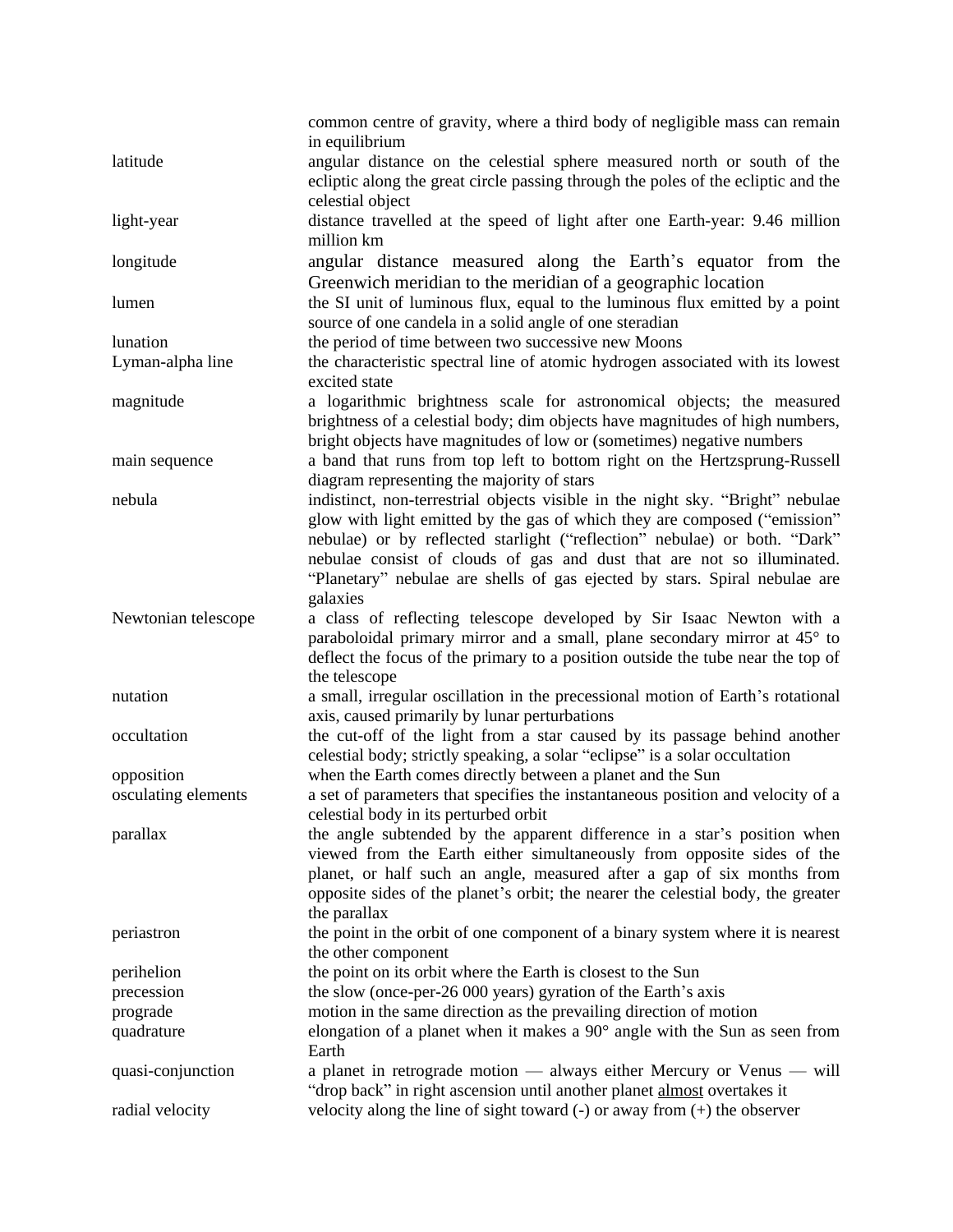| | |
|---|---|
| | common centre of gravity, where a third body of negligible mass can remain in equilibrium |
| latitude | angular distance on the celestial sphere measured north or south of the ecliptic along the great circle passing through the poles of the ecliptic and the celestial object |
| light-year | distance travelled at the speed of light after one Earth-year: 9.46 million million km |
| longitude | angular distance measured along the Earth's equator from the Greenwich meridian to the meridian of a geographic location |
| lumen | the SI unit of luminous flux, equal to the luminous flux emitted by a point source of one candela in a solid angle of one steradian |
| lunation | the period of time between two successive new Moons |
| Lyman-alpha line | the characteristic spectral line of atomic hydrogen associated with its lowest excited state |
| magnitude | a logarithmic brightness scale for astronomical objects; the measured brightness of a celestial body; dim objects have magnitudes of high numbers, bright objects have magnitudes of low or (sometimes) negative numbers |
| main sequence | a band that runs from top left to bottom right on the Hertzsprung-Russell diagram representing the majority of stars |
| nebula | indistinct, non-terrestrial objects visible in the night sky. "Bright" nebulae glow with light emitted by the gas of which they are composed ("emission" nebulae) or by reflected starlight ("reflection" nebulae) or both. "Dark" nebulae consist of clouds of gas and dust that are not so illuminated. "Planetary" nebulae are shells of gas ejected by stars. Spiral nebulae are galaxies |
| Newtonian telescope | a class of reflecting telescope developed by Sir Isaac Newton with a paraboloidal primary mirror and a small, plane secondary mirror at 45° to deflect the focus of the primary to a position outside the tube near the top of the telescope |
| nutation | a small, irregular oscillation in the precessional motion of Earth's rotational axis, caused primarily by lunar perturbations |
| occultation | the cut-off of the light from a star caused by its passage behind another celestial body; strictly speaking, a solar "eclipse" is a solar occultation |
| opposition | when the Earth comes directly between a planet and the Sun |
| osculating elements | a set of parameters that specifies the instantaneous position and velocity of a celestial body in its perturbed orbit |
| parallax | the angle subtended by the apparent difference in a star's position when viewed from the Earth either simultaneously from opposite sides of the planet, or half such an angle, measured after a gap of six months from opposite sides of the planet's orbit; the nearer the celestial body, the greater the parallax |
| periastron | the point in the orbit of one component of a binary system where it is nearest the other component |
| perihelion | the point on its orbit where the Earth is closest to the Sun |
| precession | the slow (once-per-26 000 years) gyration of the Earth's axis |
| prograde | motion in the same direction as the prevailing direction of motion |
| quadrature | elongation of a planet when it makes a 90° angle with the Sun as seen from Earth |
| quasi-conjunction | a planet in retrograde motion — always either Mercury or Venus — will "drop back" in right ascension until another planet <u>almost</u> overtakes it |
| radial velocity | velocity along the line of sight toward (-) or away from (+) the observer |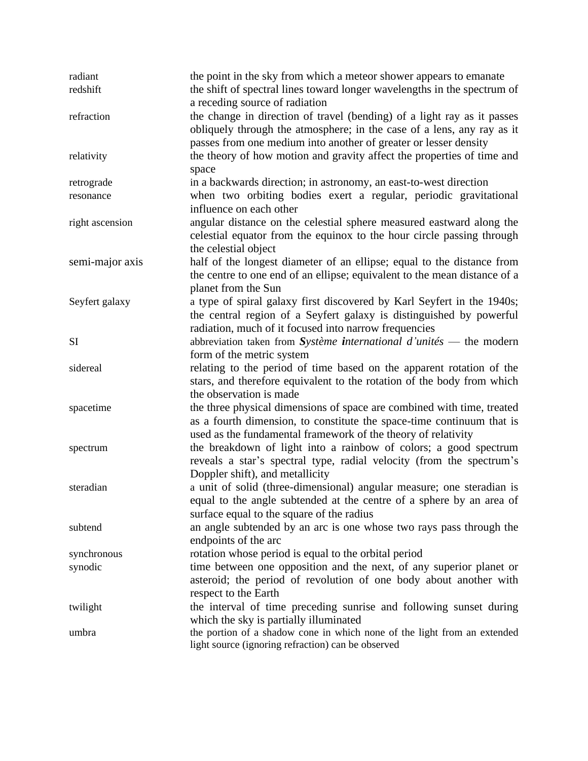| | |
|---|---|
| radiant | the point in the sky from which a meteor shower appears to emanate |
| redshift | the shift of spectral lines toward longer wavelengths in the spectrum of a receding source of radiation |
| refraction | the change in direction of travel (bending) of a light ray as it passes obliquely through the atmosphere; in the case of a lens, any ray as it passes from one medium into another of greater or lesser density |
| relativity | the theory of how motion and gravity affect the properties of time and space |
| retrograde | in a backwards direction; in astronomy, an east-to-west direction |
| resonance | when two orbiting bodies exert a regular, periodic gravitational influence on each other |
| right ascension | angular distance on the celestial sphere measured eastward along the celestial equator from the equinox to the hour circle passing through the celestial object |
| semi-major axis | half of the longest diameter of an ellipse; equal to the distance from the centre to one end of an ellipse; equivalent to the mean distance of a planet from the Sun |
| Seyfert galaxy | a type of spiral galaxy first discovered by Karl Seyfert in the 1940s; the central region of a Seyfert galaxy is distinguished by powerful radiation, much of it focused into narrow frequencies |
| SI | abbreviation taken from ***S**ystème **i**nternational d'unités* — the modern form of the metric system |
| sidereal | relating to the period of time based on the apparent rotation of the stars, and therefore equivalent to the rotation of the body from which the observation is made |
| spacetime | the three physical dimensions of space are combined with time, treated as a fourth dimension, to constitute the space-time continuum that is used as the fundamental framework of the theory of relativity |
| spectrum | the breakdown of light into a rainbow of colors; a good spectrum reveals a star's spectral type, radial velocity (from the spectrum's Doppler shift), and metallicity |
| steradian | a unit of solid (three-dimensional) angular measure; one steradian is equal to the angle subtended at the centre of a sphere by an area of surface equal to the square of the radius |
| subtend | an angle subtended by an arc is one whose two rays pass through the endpoints of the arc |
| synchronous | rotation whose period is equal to the orbital period |
| synodic | time between one opposition and the next, of any superior planet or asteroid; the period of revolution of one body about another with respect to the Earth |
| twilight | the interval of time preceding sunrise and following sunset during which the sky is partially illuminated |
| umbra | the portion of a shadow cone in which none of the light from an extended light source (ignoring refraction) can be observed |